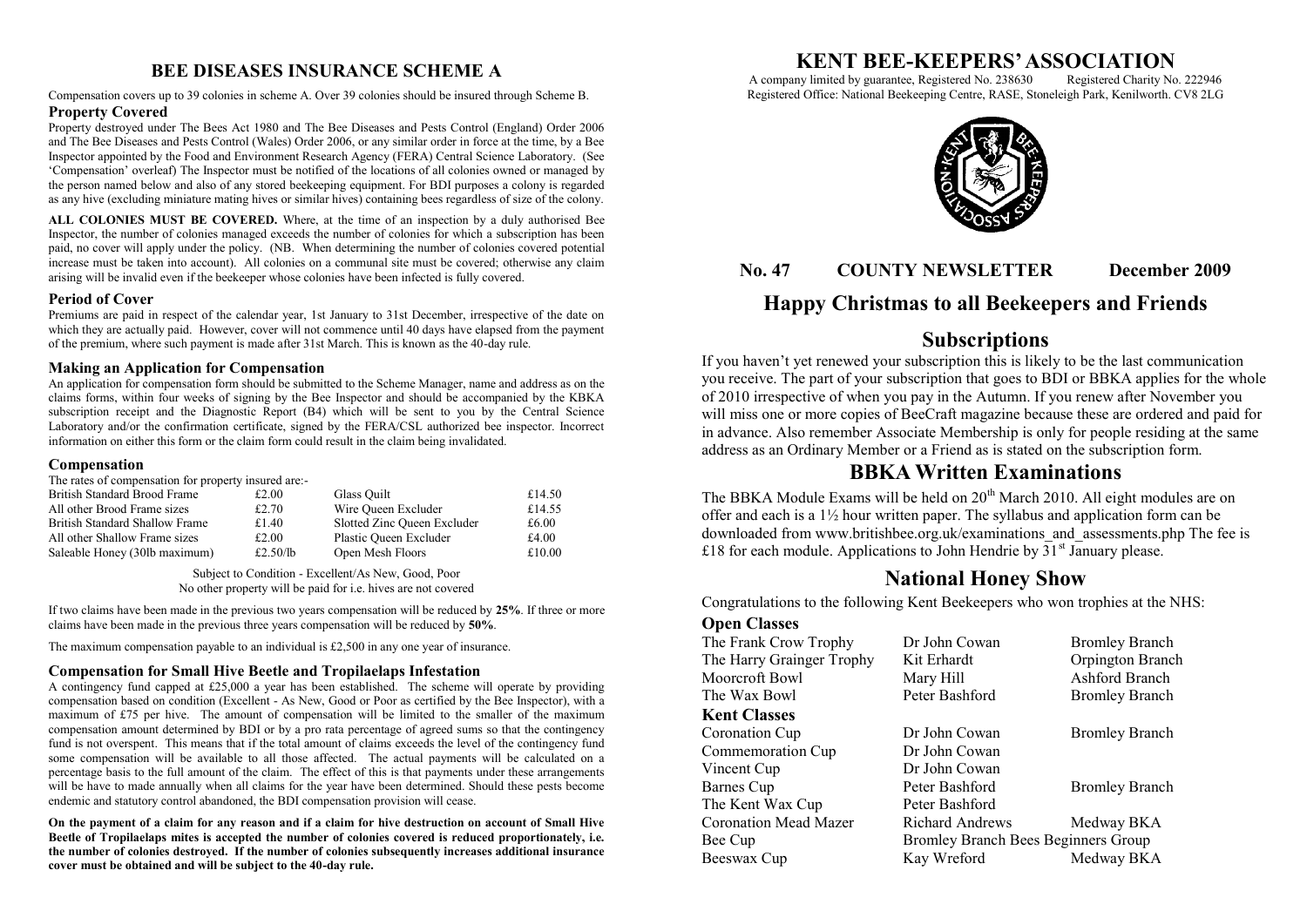## BEE DISEASES INSURANCE SCHEME A

Compensation covers up to 39 colonies in scheme A. Over 39 colonies should be insured through Scheme B.

### Property Covered

Property destroyed under The Bees Act 1980 and The Bee Diseases and Pests Control (England) Order 2006 and The Bee Diseases and Pests Control (Wales) Order 2006, or any similar order in force at the time, by a Bee Inspector appointed by the Food and Environment Research Agency (FERA) Central Science Laboratory. (See 'Compensation' overleaf) The Inspector must be notified of the locations of all colonies owned or managed by the person named below and also of any stored beekeeping equipment. For BDI purposes a colony is regarded as any hive (excluding miniature mating hives or similar hives) containing bees regardless of size of the colony.

**ALL COLONIES MUST BE COVERED.** Where, at the time of an inspection by a duly authorised Bee Inspector, the number of colonies managed exceeds the number of colonies for which a subscription has been paid, no cover will apply under the policy. (NB. When determining the number of colonies covered potential increase must be taken into account). All colonies on a communal site must be covered; otherwise any claim arising will be invalid even if the beekeeper whose colonies have been infected is fully covered.

### Period of Cover

Premiums are paid in respect of the calendar year, 1st January to 31st December, irrespective of the date on which they are actually paid. However, cover will not commence until 40 days have elapsed from the payment of the premium, where such payment is made after 31st March. This is known as the 40-day rule.

### Making an Application for Compensation

An application for compensation form should be submitted to the Scheme Manager, name and address as on the claims forms, within four weeks of signing by the Bee Inspector and should be accompanied by the KBKA subscription receipt and the Diagnostic Report (B4) which will be sent to you by the Central Science Laboratory and/or the confirmation certificate, signed by the FERA/CSL authorized bee inspector. Incorrect information on either this form or the claim form could result in the claim being invalidated.

### Compensation

The rates of compensation for property insured are:-

| | | | |
|---|---|---|---|
| British Standard Brood Frame | £2.00 | Glass Quilt | £14.50 |
| All other Brood Frame sizes | £2.70 | Wire Queen Excluder | £14.55 |
| British Standard Shallow Frame | £1.40 | Slotted Zinc Queen Excluder | £6.00 |
| All other Shallow Frame sizes | £2.00 | Plastic Queen Excluder | £4.00 |
| Saleable Honey (30lb maximum) | £2.50/lb | Open Mesh Floors | £10.00 |

Subject to Condition - Excellent/As New, Good, Poor
No other property will be paid for i.e. hives are not covered

If two claims have been made in the previous two years compensation will be reduced by **25%**. If three or more claims have been made in the previous three years compensation will be reduced by **50%**.

The maximum compensation payable to an individual is £2,500 in any one year of insurance.

### Compensation for Small Hive Beetle and Tropilaelaps Infestation

A contingency fund capped at £25,000 a year has been established. The scheme will operate by providing compensation based on condition (Excellent - As New, Good or Poor as certified by the Bee Inspector), with a maximum of £75 per hive. The amount of compensation will be limited to the smaller of the maximum compensation amount determined by BDI or by a pro rata percentage of agreed sums so that the contingency fund is not overspent. This means that if the total amount of claims exceeds the level of the contingency fund some compensation will be available to all those affected. The actual payments will be calculated on a percentage basis to the full amount of the claim. The effect of this is that payments under these arrangements will be have to made annually when all claims for the year have been determined. Should these pests become endemic and statutory control abandoned, the BDI compensation provision will cease.

**On the payment of a claim for any reason and if a claim for hive destruction on account of Small Hive Beetle of Tropilaelaps mites is accepted the number of colonies covered is reduced proportionately, i.e. the number of colonies destroyed. If the number of colonies subsequently increases additional insurance cover must be obtained and will be subject to the 40-day rule.**

# KENT BEE-KEEPERS' ASSOCIATION

A company limited by guarantee, Registered No. 238630 Registered Charity No. 222946
Registered Office: National Beekeeping Centre, RASE, Stoneleigh Park, Kenilworth. CV8 2LG

**No. 47 COUNTY NEWSLETTER December 2009**

## Happy Christmas to all Beekeepers and Friends

## Subscriptions

If you haven't yet renewed your subscription this is likely to be the last communication you receive. The part of your subscription that goes to BDI or BBKA applies for the whole of 2010 irrespective of when you pay in the Autumn. If you renew after November you will miss one or more copies of BeeCraft magazine because these are ordered and paid for in advance. Also remember Associate Membership is only for people residing at the same address as an Ordinary Member or a Friend as is stated on the subscription form.

## BBKA Written Examinations

The BBKA Module Exams will be held on 20th March 2010. All eight modules are on offer and each is a 1½ hour written paper. The syllabus and application form can be downloaded from www.britishbee.org.uk/examinations_and_assessments.php The fee is £18 for each module. Applications to John Hendrie by 31st January please.

## National Honey Show

Congratulations to the following Kent Beekeepers who won trophies at the NHS:

| | | |
|---|---|---|
| **Open Classes** | | |
| The Frank Crow Trophy | Dr John Cowan | Bromley Branch |
| The Harry Grainger Trophy | Kit Erhardt | Orpington Branch |
| Moorcroft Bowl | Mary Hill | Ashford Branch |
| The Wax Bowl | Peter Bashford | Bromley Branch |
| **Kent Classes** | | |
| Coronation Cup | Dr John Cowan | Bromley Branch |
| Commemoration Cup | Dr John Cowan | |
| Vincent Cup | Dr John Cowan | |
| Barnes Cup | Peter Bashford | Bromley Branch |
| The Kent Wax Cup | Peter Bashford | |
| Coronation Mead Mazer | Richard Andrews | Medway BKA |
| Bee Cup | Bromley Branch Bees Beginners Group | |
| Beeswax Cup | Kay Wreford | Medway BKA |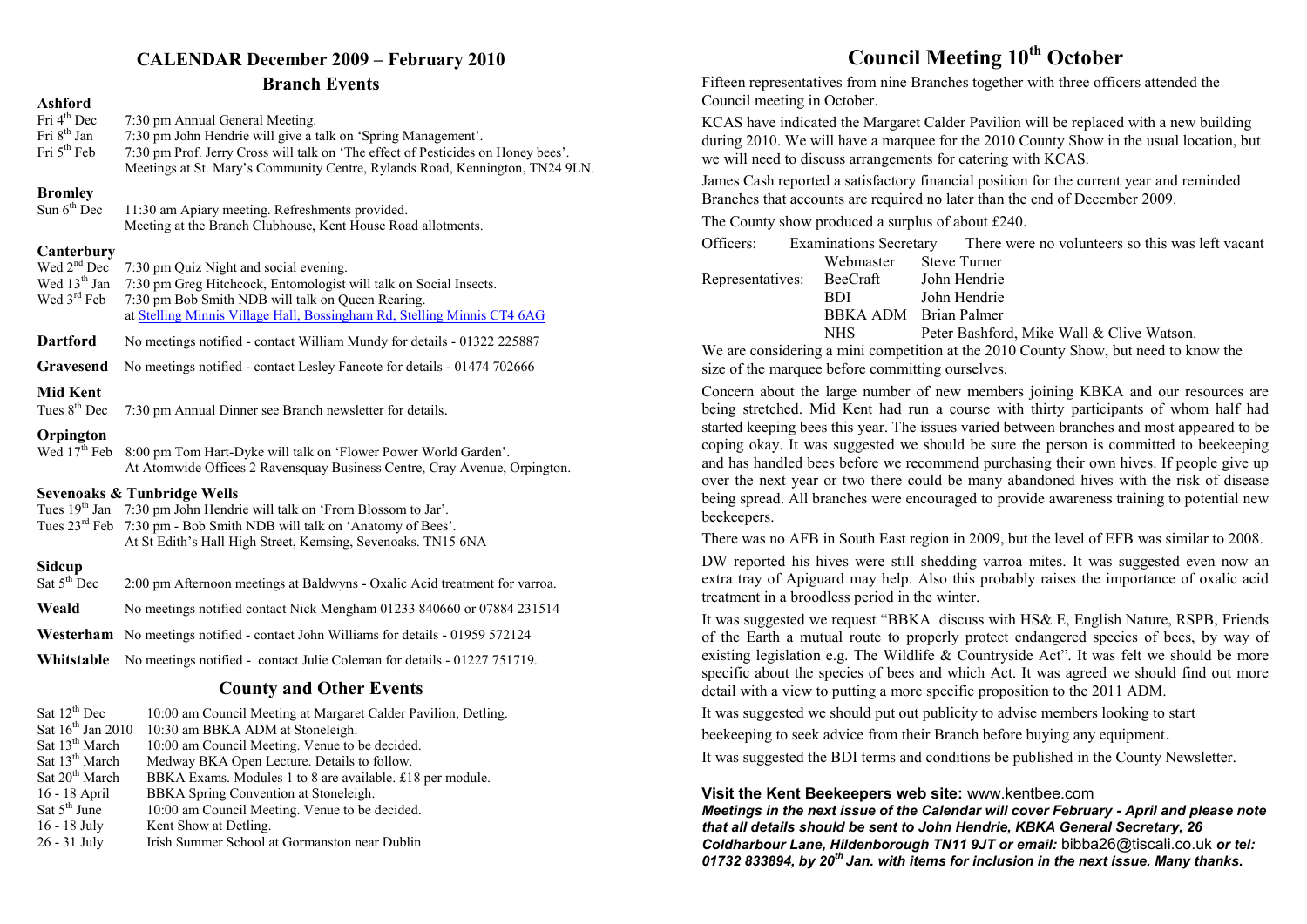# CALENDAR December 2009 – February 2010

## Branch Events

### Ashford

| | |
|---|---|
| Fri 4th Dec | 7:30 pm Annual General Meeting. |
| Fri 8th Jan | 7:30 pm John Hendrie will give a talk on 'Spring Management'. |
| Fri 5th Feb | 7:30 pm Prof. Jerry Cross will talk on 'The effect of Pesticides on Honey bees'. Meetings at St. Mary's Community Centre, Rylands Road, Kennington, TN24 9LN. |

### Bromley

| | |
|---|---|
| Sun 6th Dec | 11:30 am Apiary meeting. Refreshments provided. Meeting at the Branch Clubhouse, Kent House Road allotments. |

### Canterbury

| | |
|---|---|
| Wed 2nd Dec | 7:30 pm Quiz Night and social evening. |
| Wed 13th Jan | 7:30 pm Greg Hitchcock, Entomologist will talk on Social Insects. |
| Wed 3rd Feb | 7:30 pm Bob Smith NDB will talk on Queen Rearing. at Stelling Minnis Village Hall, Bossingham Rd, Stelling Minnis CT4 6AG |

**Dartford** No meetings notified - contact William Mundy for details - 01322 225887

**Gravesend** No meetings notified - contact Lesley Fancote for details - 01474 702666

### Mid Kent

| | |
|---|---|
| Tues 8th Dec | 7:30 pm Annual Dinner see Branch newsletter for details. |

### Orpington

| | |
|---|---|
| Wed 17th Feb | 8:00 pm Tom Hart-Dyke will talk on 'Flower Power World Garden'. At Atomwide Offices 2 Ravensquay Business Centre, Cray Avenue, Orpington. |

### Sevenoaks & Tunbridge Wells

| | |
|---|---|
| Tues 19th Jan | 7:30 pm John Hendrie will talk on 'From Blossom to Jar'. |
| Tues 23rd Feb | 7:30 pm - Bob Smith NDB will talk on 'Anatomy of Bees'. At St Edith's Hall High Street, Kemsing, Sevenoaks. TN15 6NA |

### Sidcup

| | |
|---|---|
| Sat 5th Dec | 2:00 pm Afternoon meetings at Baldwyns - Oxalic Acid treatment for varroa. |

**Weald** No meetings notified contact Nick Mengham 01233 840660 or 07884 231514

**Westerham** No meetings notified - contact John Williams for details - 01959 572124

**Whitstable** No meetings notified - contact Julie Coleman for details - 01227 751719.

## County and Other Events

| | |
|---|---|
| Sat 12th Dec | 10:00 am Council Meeting at Margaret Calder Pavilion, Detling. |
| Sat 16th Jan 2010 | 10:30 am BBKA ADM at Stoneleigh. |
| Sat 13th March | 10:00 am Council Meeting. Venue to be decided. |
| Sat 13th March | Medway BKA Open Lecture. Details to follow. |
| Sat 20th March | BBKA Exams. Modules 1 to 8 are available. £18 per module. |
| 16 - 18 April | BBKA Spring Convention at Stoneleigh. |
| Sat 5th June | 10:00 am Council Meeting. Venue to be decided. |
| 16 - 18 July | Kent Show at Detling. |
| 26 - 31 July | Irish Summer School at Gormanston near Dublin |

# Council Meeting 10th October

Fifteen representatives from nine Branches together with three officers attended the Council meeting in October.

KCAS have indicated the Margaret Calder Pavilion will be replaced with a new building during 2010. We will have a marquee for the 2010 County Show in the usual location, but we will need to discuss arrangements for catering with KCAS.

James Cash reported a satisfactory financial position for the current year and reminded Branches that accounts are required no later than the end of December 2009.

The County show produced a surplus of about £240.

| | | |
|---|---|---|
| Officers: | Examinations Secretary | There were no volunteers so this was left vacant |
| | Webmaster | Steve Turner |
| Representatives: | BeeCraft | John Hendrie |
| | BDI | John Hendrie |
| | BBKA ADM | Brian Palmer |
| | NHS | Peter Bashford, Mike Wall & Clive Watson. |

We are considering a mini competition at the 2010 County Show, but need to know the size of the marquee before committing ourselves.

Concern about the large number of new members joining KBKA and our resources are being stretched. Mid Kent had run a course with thirty participants of whom half had started keeping bees this year. The issues varied between branches and most appeared to be coping okay. It was suggested we should be sure the person is committed to beekeeping and has handled bees before we recommend purchasing their own hives. If people give up over the next year or two there could be many abandoned hives with the risk of disease being spread. All branches were encouraged to provide awareness training to potential new beekeepers.

There was no AFB in South East region in 2009, but the level of EFB was similar to 2008.

DW reported his hives were still shedding varroa mites. It was suggested even now an extra tray of Apiguard may help. Also this probably raises the importance of oxalic acid treatment in a broodless period in the winter.

It was suggested we request "BBKA discuss with HS& E, English Nature, RSPB, Friends of the Earth a mutual route to properly protect endangered species of bees, by way of existing legislation e.g. The Wildlife & Countryside Act". It was felt we should be more specific about the species of bees and which Act. It was agreed we should find out more detail with a view to putting a more specific proposition to the 2011 ADM.

It was suggested we should put out publicity to advise members looking to start beekeeping to seek advice from their Branch before buying any equipment.

It was suggested the BDI terms and conditions be published in the County Newsletter.

**Visit the Kent Beekeepers web site:** www.kentbee.com

***Meetings in the next issue of the Calendar will cover February - April and please note that all details should be sent to John Hendrie, KBKA General Secretary, 26 Coldharbour Lane, Hildenborough TN11 9JT or email:*** bibba26@tiscali.co.uk ***or tel: 01732 833894, by 20th Jan. with items for inclusion in the next issue. Many thanks.***